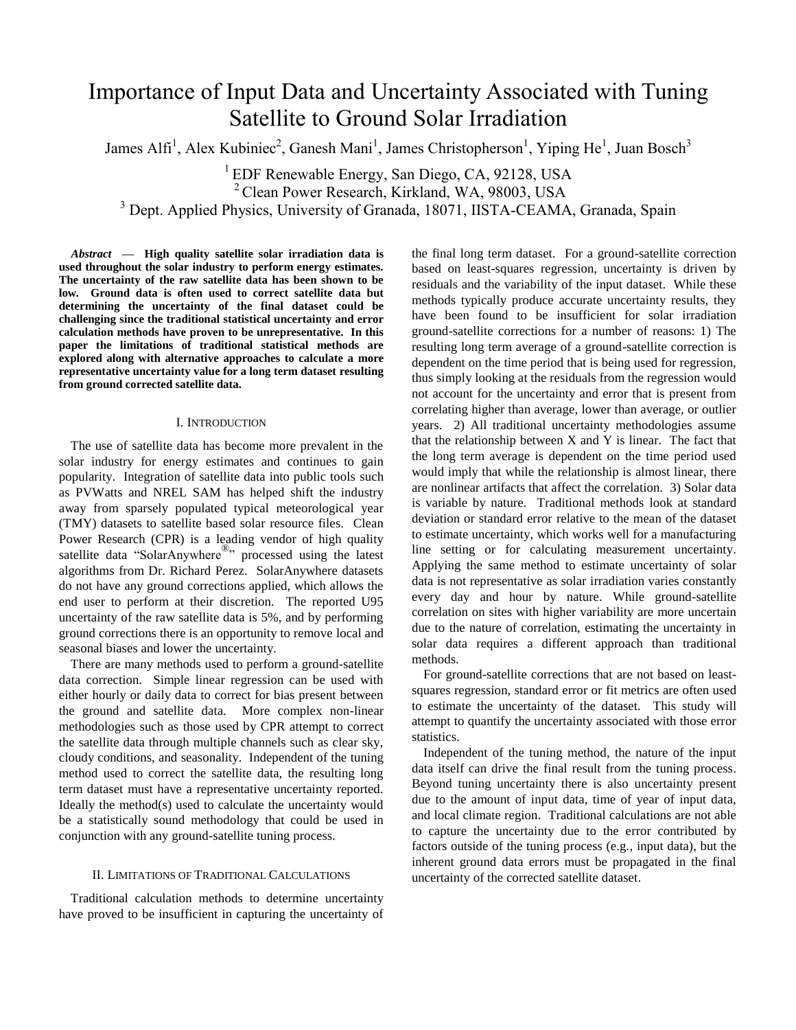# Importance of Input Data and Uncertainty Associated with Tuning Satellite to Ground Solar Irradiation

James Alfi[1], Alex Kubiniec[2], Ganesh Mani[1], James Christopherson[1], Yiping He[1], Juan Bosch[3]

[1] EDF Renewable Energy, San Diego, CA, 92128, USA
[2] Clean Power Research, Kirkland, WA, 98003, USA
[3] Dept. Applied Physics, University of Granada, 18071, IISTA-CEAMA, Granada, Spain

***Abstract* — High quality satellite solar irradiation data is used throughout the solar industry to perform energy estimates. The uncertainty of the raw satellite data has been shown to be low. Ground data is often used to correct satellite data but determining the uncertainty of the final dataset could be challenging since the traditional statistical uncertainty and error calculation methods have proven to be unrepresentative. In this paper the limitations of traditional statistical methods are explored along with alternative approaches to calculate a more representative uncertainty value for a long term dataset resulting from ground corrected satellite data.**

## I. Introduction

The use of satellite data has become more prevalent in the solar industry for energy estimates and continues to gain popularity. Integration of satellite data into public tools such as PVWatts and NREL SAM has helped shift the industry away from sparsely populated typical meteorological year (TMY) datasets to satellite based solar resource files. Clean Power Research (CPR) is a leading vendor of high quality satellite data "SolarAnywhere®" processed using the latest algorithms from Dr. Richard Perez. SolarAnywhere datasets do not have any ground corrections applied, which allows the end user to perform at their discretion. The reported U95 uncertainty of the raw satellite data is 5%, and by performing ground corrections there is an opportunity to remove local and seasonal biases and lower the uncertainty.

There are many methods used to perform a ground-satellite data correction. Simple linear regression can be used with either hourly or daily data to correct for bias present between the ground and satellite data. More complex non-linear methodologies such as those used by CPR attempt to correct the satellite data through multiple channels such as clear sky, cloudy conditions, and seasonality. Independent of the tuning method used to correct the satellite data, the resulting long term dataset must have a representative uncertainty reported. Ideally the method(s) used to calculate the uncertainty would be a statistically sound methodology that could be used in conjunction with any ground-satellite tuning process.

## II. Limitations of Traditional Calculations

Traditional calculation methods to determine uncertainty have proved to be insufficient in capturing the uncertainty of the final long term dataset. For a ground-satellite correction based on least-squares regression, uncertainty is driven by residuals and the variability of the input dataset. While these methods typically produce accurate uncertainty results, they have been found to be insufficient for solar irradiation ground-satellite corrections for a number of reasons: 1) The resulting long term average of a ground-satellite correction is dependent on the time period that is being used for regression, thus simply looking at the residuals from the regression would not account for the uncertainty and error that is present from correlating higher than average, lower than average, or outlier years. 2) All traditional uncertainty methodologies assume that the relationship between X and Y is linear. The fact that the long term average is dependent on the time period used would imply that while the relationship is almost linear, there are nonlinear artifacts that affect the correlation. 3) Solar data is variable by nature. Traditional methods look at standard deviation or standard error relative to the mean of the dataset to estimate uncertainty, which works well for a manufacturing line setting or for calculating measurement uncertainty. Applying the same method to estimate uncertainty of solar data is not representative as solar irradiation varies constantly every day and hour by nature. While ground-satellite correlation on sites with higher variability are more uncertain due to the nature of correlation, estimating the uncertainty in solar data requires a different approach than traditional methods.

For ground-satellite corrections that are not based on least-squares regression, standard error or fit metrics are often used to estimate the uncertainty of the dataset. This study will attempt to quantify the uncertainty associated with those error statistics.

Independent of the tuning method, the nature of the input data itself can drive the final result from the tuning process. Beyond tuning uncertainty there is also uncertainty present due to the amount of input data, time of year of input data, and local climate region. Traditional calculations are not able to capture the uncertainty due to the error contributed by factors outside of the tuning process (e.g., input data), but the inherent ground data errors must be propagated in the final uncertainty of the corrected satellite dataset.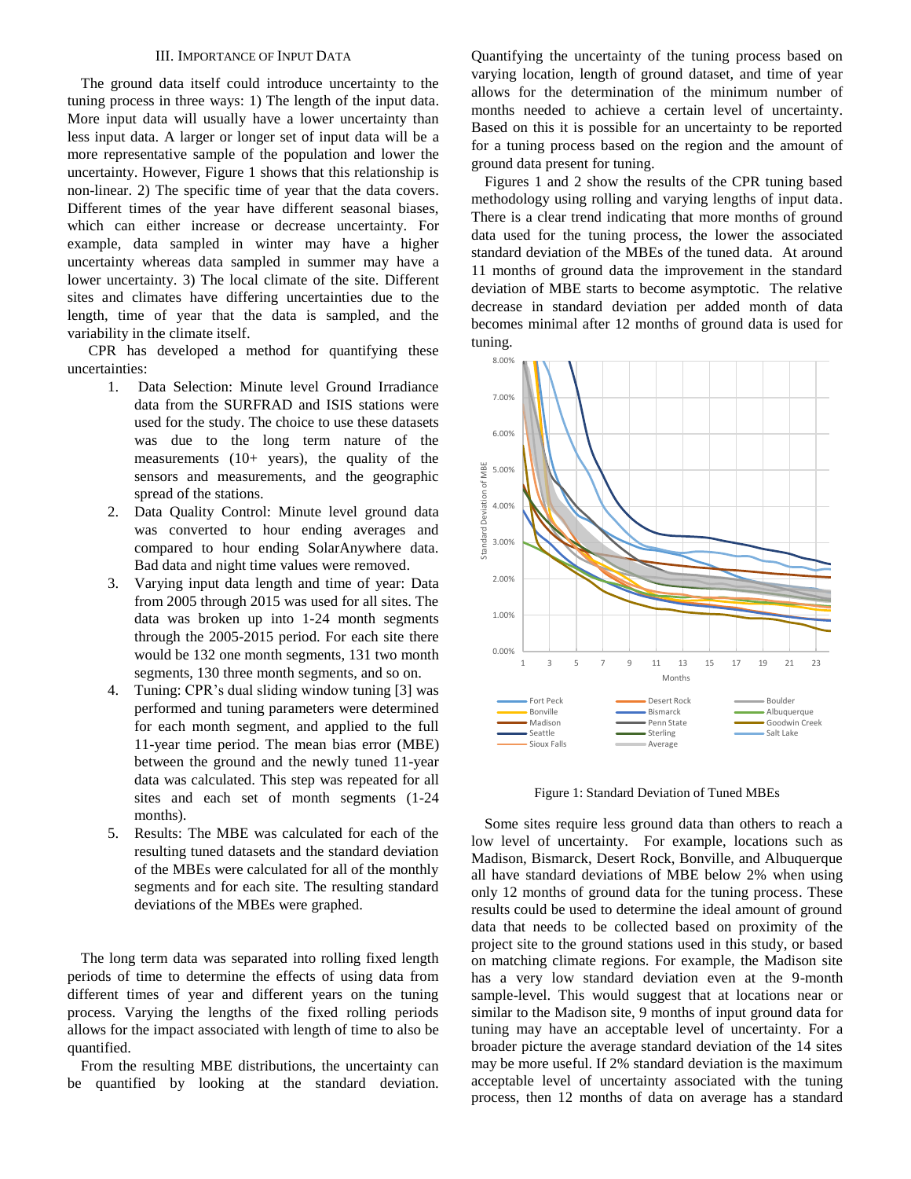## III. Importance of Input Data

The ground data itself could introduce uncertainty to the tuning process in three ways: 1) The length of the input data. More input data will usually have a lower uncertainty than less input data. A larger or longer set of input data will be a more representative sample of the population and lower the uncertainty. However, Figure 1 shows that this relationship is non-linear. 2) The specific time of year that the data covers. Different times of the year have different seasonal biases, which can either increase or decrease uncertainty. For example, data sampled in winter may have a higher uncertainty whereas data sampled in summer may have a lower uncertainty. 3) The local climate of the site. Different sites and climates have differing uncertainties due to the length, time of year that the data is sampled, and the variability in the climate itself.

CPR has developed a method for quantifying these uncertainties:

1. Data Selection: Minute level Ground Irradiance data from the SURFRAD and ISIS stations were used for the study. The choice to use these datasets was due to the long term nature of the measurements (10+ years), the quality of the sensors and measurements, and the geographic spread of the stations.
2. Data Quality Control: Minute level ground data was converted to hour ending averages and compared to hour ending SolarAnywhere data. Bad data and night time values were removed.
3. Varying input data length and time of year: Data from 2005 through 2015 was used for all sites. The data was broken up into 1-24 month segments through the 2005-2015 period. For each site there would be 132 one month segments, 131 two month segments, 130 three month segments, and so on.
4. Tuning: CPR's dual sliding window tuning [3] was performed and tuning parameters were determined for each month segment, and applied to the full 11-year time period. The mean bias error (MBE) between the ground and the newly tuned 11-year data was calculated. This step was repeated for all sites and each set of month segments (1-24 months).
5. Results: The MBE was calculated for each of the resulting tuned datasets and the standard deviation of the MBEs were calculated for all of the monthly segments and for each site. The resulting standard deviations of the MBEs were graphed.

The long term data was separated into rolling fixed length periods of time to determine the effects of using data from different times of year and different years on the tuning process. Varying the lengths of the fixed rolling periods allows for the impact associated with length of time to also be quantified.

From the resulting MBE distributions, the uncertainty can be quantified by looking at the standard deviation. Quantifying the uncertainty of the tuning process based on varying location, length of ground dataset, and time of year allows for the determination of the minimum number of months needed to achieve a certain level of uncertainty. Based on this it is possible for an uncertainty to be reported for a tuning process based on the region and the amount of ground data present for tuning.

Figures 1 and 2 show the results of the CPR tuning based methodology using rolling and varying lengths of input data. There is a clear trend indicating that more months of ground data used for the tuning process, the lower the associated standard deviation of the MBEs of the tuned data. At around 11 months of ground data the improvement in the standard deviation of MBE starts to become asymptotic. The relative decrease in standard deviation per added month of data becomes minimal after 12 months of ground data is used for tuning.

Figure 1: Standard Deviation of Tuned MBEs

Some sites require less ground data than others to reach a low level of uncertainty. For example, locations such as Madison, Bismarck, Desert Rock, Bonville, and Albuquerque all have standard deviations of MBE below 2% when using only 12 months of ground data for the tuning process. These results could be used to determine the ideal amount of ground data that needs to be collected based on proximity of the project site to the ground stations used in this study, or based on matching climate regions. For example, the Madison site has a very low standard deviation even at the 9-month sample-level. This would suggest that at locations near or similar to the Madison site, 9 months of input ground data for tuning may have an acceptable level of uncertainty. For a broader picture the average standard deviation of the 14 sites may be more useful. If 2% standard deviation is the maximum acceptable level of uncertainty associated with the tuning process, then 12 months of data on average has a standard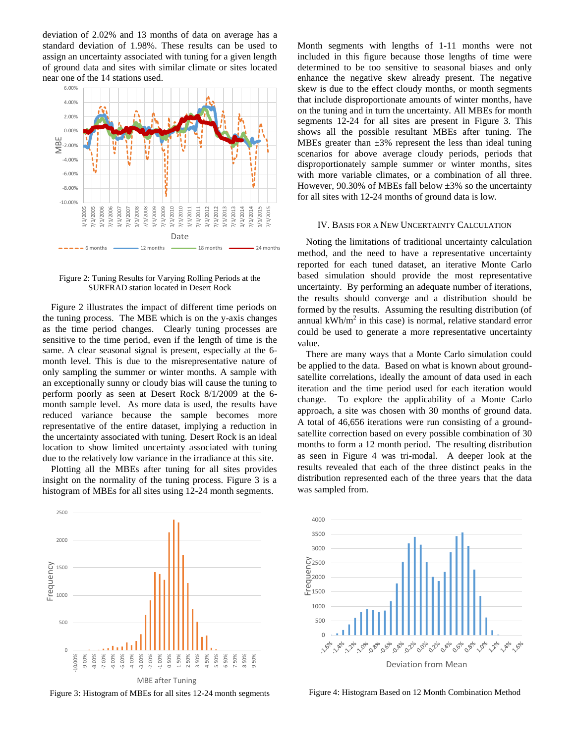deviation of 2.02% and 13 months of data on average has a standard deviation of 1.98%. These results can be used to assign an uncertainty associated with tuning for a given length of ground data and sites with similar climate or sites located near one of the 14 stations used.

Figure 2: Tuning Results for Varying Rolling Periods at the SURFRAD station located in Desert Rock

Figure 2 illustrates the impact of different time periods on the tuning process. The MBE which is on the y-axis changes as the time period changes. Clearly tuning processes are sensitive to the time period, even if the length of time is the same. A clear seasonal signal is present, especially at the 6-month level. This is due to the misrepresentative nature of only sampling the summer or winter months. A sample with an exceptionally sunny or cloudy bias will cause the tuning to perform poorly as seen at Desert Rock 8/1/2009 at the 6-month sample level. As more data is used, the results have reduced variance because the sample becomes more representative of the entire dataset, implying a reduction in the uncertainty associated with tuning. Desert Rock is an ideal location to show limited uncertainty associated with tuning due to the relatively low variance in the irradiance at this site.

Plotting all the MBEs after tuning for all sites provides insight on the normality of the tuning process. Figure 3 is a histogram of MBEs for all sites using 12-24 month segments.

Figure 3: Histogram of MBEs for all sites 12-24 month segments

Month segments with lengths of 1-11 months were not included in this figure because those lengths of time were determined to be too sensitive to seasonal biases and only enhance the negative skew already present. The negative skew is due to the effect cloudy months, or month segments that include disproportionate amounts of winter months, have on the tuning and in turn the uncertainty. All MBEs for month segments 12-24 for all sites are present in Figure 3. This shows all the possible resultant MBEs after tuning. The MBEs greater than ±3% represent the less than ideal tuning scenarios for above average cloudy periods, periods that disproportionately sample summer or winter months, sites with more variable climates, or a combination of all three. However, 90.30% of MBEs fall below ±3% so the uncertainty for all sites with 12-24 months of ground data is low.

## IV. Basis for a New Uncertainty Calculation

Noting the limitations of traditional uncertainty calculation method, and the need to have a representative uncertainty reported for each tuned dataset, an iterative Monte Carlo based simulation should provide the most representative uncertainty. By performing an adequate number of iterations, the results should converge and a distribution should be formed by the results. Assuming the resulting distribution (of annual kWh/m$^2$ in this case) is normal, relative standard error could be used to generate a more representative uncertainty value.

There are many ways that a Monte Carlo simulation could be applied to the data. Based on what is known about ground-satellite correlations, ideally the amount of data used in each iteration and the time period used for each iteration would change. To explore the applicability of a Monte Carlo approach, a site was chosen with 30 months of ground data. A total of 46,656 iterations were run consisting of a ground-satellite correction based on every possible combination of 30 months to form a 12 month period. The resulting distribution as seen in Figure 4 was tri-modal. A deeper look at the results revealed that each of the three distinct peaks in the distribution represented each of the three years that the data was sampled from.

Figure 4: Histogram Based on 12 Month Combination Method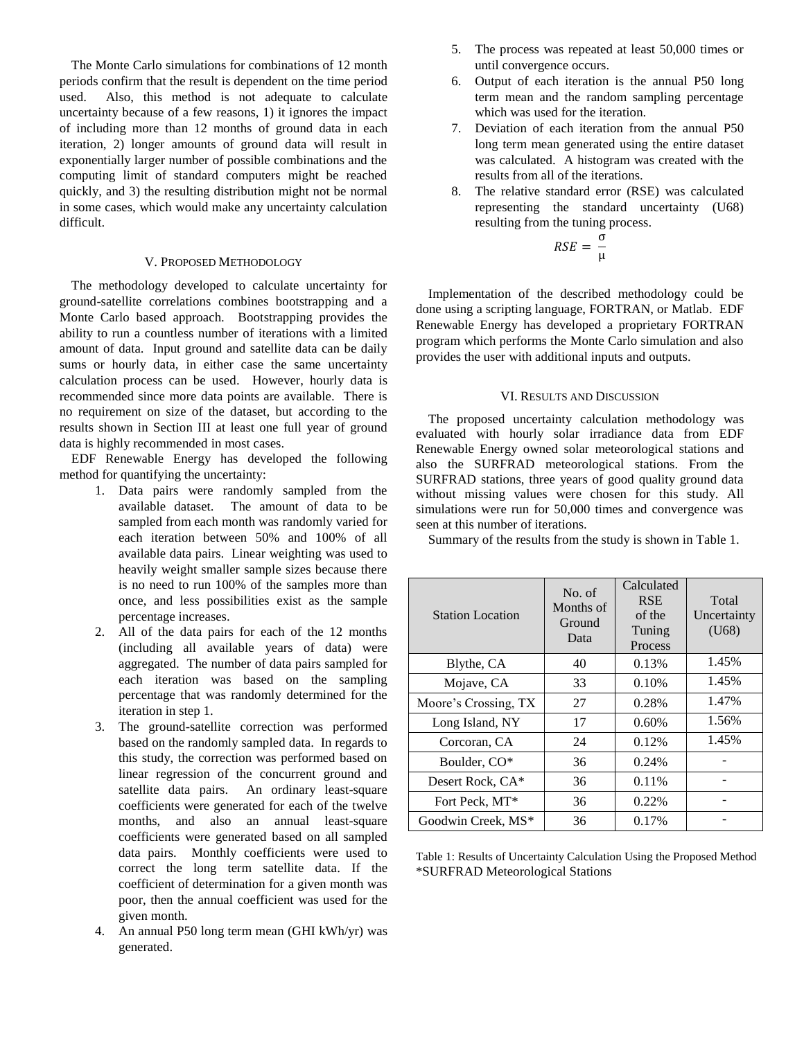The Monte Carlo simulations for combinations of 12 month periods confirm that the result is dependent on the time period used. Also, this method is not adequate to calculate uncertainty because of a few reasons, 1) it ignores the impact of including more than 12 months of ground data in each iteration, 2) longer amounts of ground data will result in exponentially larger number of possible combinations and the computing limit of standard computers might be reached quickly, and 3) the resulting distribution might not be normal in some cases, which would make any uncertainty calculation difficult.

## V. Proposed Methodology

The methodology developed to calculate uncertainty for ground-satellite correlations combines bootstrapping and a Monte Carlo based approach. Bootstrapping provides the ability to run a countless number of iterations with a limited amount of data. Input ground and satellite data can be daily sums or hourly data, in either case the same uncertainty calculation process can be used. However, hourly data is recommended since more data points are available. There is no requirement on size of the dataset, but according to the results shown in Section III at least one full year of ground data is highly recommended in most cases.

EDF Renewable Energy has developed the following method for quantifying the uncertainty:

1. Data pairs were randomly sampled from the available dataset. The amount of data to be sampled from each month was randomly varied for each iteration between 50% and 100% of all available data pairs. Linear weighting was used to heavily weight smaller sample sizes because there is no need to run 100% of the samples more than once, and less possibilities exist as the sample percentage increases.
2. All of the data pairs for each of the 12 months (including all available years of data) were aggregated. The number of data pairs sampled for each iteration was based on the sampling percentage that was randomly determined for the iteration in step 1.
3. The ground-satellite correction was performed based on the randomly sampled data. In regards to this study, the correction was performed based on linear regression of the concurrent ground and satellite data pairs. An ordinary least-square coefficients were generated for each of the twelve months, and also an annual least-square coefficients were generated based on all sampled data pairs. Monthly coefficients were used to correct the long term satellite data. If the coefficient of determination for a given month was poor, then the annual coefficient was used for the given month.
4. An annual P50 long term mean (GHI kWh/yr) was generated.
5. The process was repeated at least 50,000 times or until convergence occurs.
6. Output of each iteration is the annual P50 long term mean and the random sampling percentage which was used for the iteration.
7. Deviation of each iteration from the annual P50 long term mean generated using the entire dataset was calculated. A histogram was created with the results from all of the iterations.
8. The relative standard error (RSE) was calculated representing the standard uncertainty (U68) resulting from the tuning process.

$$RSE = \frac{\sigma}{\mu}$$

Implementation of the described methodology could be done using a scripting language, FORTRAN, or Matlab. EDF Renewable Energy has developed a proprietary FORTRAN program which performs the Monte Carlo simulation and also provides the user with additional inputs and outputs.

## VI. Results and Discussion

The proposed uncertainty calculation methodology was evaluated with hourly solar irradiance data from EDF Renewable Energy owned solar meteorological stations and also the SURFRAD meteorological stations. From the SURFRAD stations, three years of good quality ground data without missing values were chosen for this study. All simulations were run for 50,000 times and convergence was seen at this number of iterations.

Summary of the results from the study is shown in Table 1.

| Station Location | No. of Months of Ground Data | Calculated RSE of the Tuning Process | Total Uncertainty (U68) |
|---|---|---|---|
| Blythe, CA | 40 | 0.13% | 1.45% |
| Mojave, CA | 33 | 0.10% | 1.45% |
| Moore's Crossing, TX | 27 | 0.28% | 1.47% |
| Long Island, NY | 17 | 0.60% | 1.56% |
| Corcoran, CA | 24 | 0.12% | 1.45% |
| Boulder, CO* | 36 | 0.24% | - |
| Desert Rock, CA* | 36 | 0.11% | - |
| Fort Peck, MT* | 36 | 0.22% | - |
| Goodwin Creek, MS* | 36 | 0.17% | - |

Table 1: Results of Uncertainty Calculation Using the Proposed Method
*SURFRAD Meteorological Stations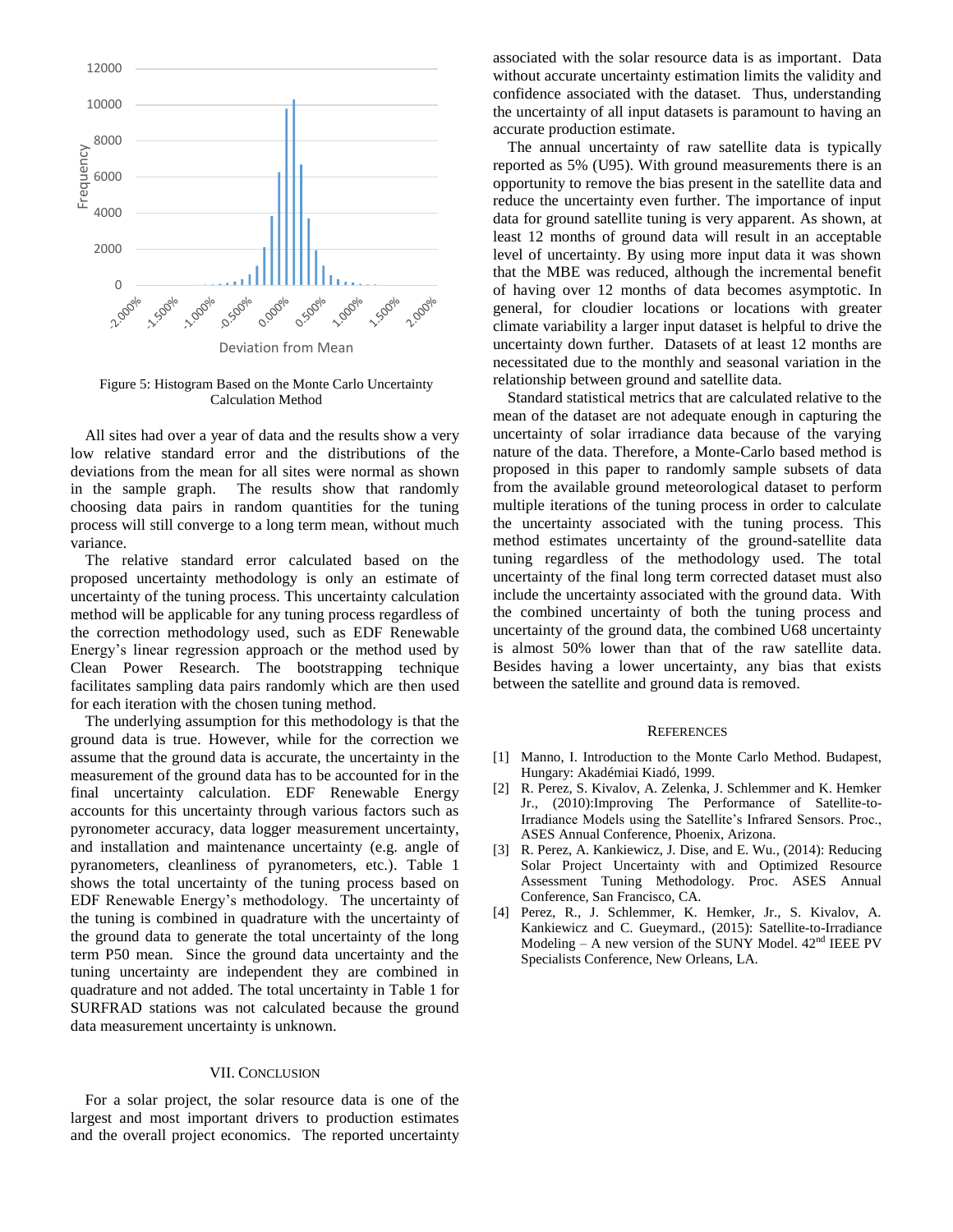12000

10000

8000

6000

4000

2000

0

Frequency

-2.000% -1.500% -1.000% -0.500% 0.000% 0.500% 1.000% 1.500% 2.000%

Deviation from Mean

Figure 5: Histogram Based on the Monte Carlo Uncertainty Calculation Method

All sites had over a year of data and the results show a very low relative standard error and the distributions of the deviations from the mean for all sites were normal as shown in the sample graph. The results show that randomly choosing data pairs in random quantities for the tuning process will still converge to a long term mean, without much variance.

The relative standard error calculated based on the proposed uncertainty methodology is only an estimate of uncertainty of the tuning process. This uncertainty calculation method will be applicable for any tuning process regardless of the correction methodology used, such as EDF Renewable Energy's linear regression approach or the method used by Clean Power Research. The bootstrapping technique facilitates sampling data pairs randomly which are then used for each iteration with the chosen tuning method.

The underlying assumption for this methodology is that the ground data is true. However, while for the correction we assume that the ground data is accurate, the uncertainty in the measurement of the ground data has to be accounted for in the final uncertainty calculation. EDF Renewable Energy accounts for this uncertainty through various factors such as pyronometer accuracy, data logger measurement uncertainty, and installation and maintenance uncertainty (e.g. angle of pyranometers, cleanliness of pyranometers, etc.). Table 1 shows the total uncertainty of the tuning process based on EDF Renewable Energy's methodology. The uncertainty of the tuning is combined in quadrature with the uncertainty of the ground data to generate the total uncertainty of the long term P50 mean. Since the ground data uncertainty and the tuning uncertainty are independent they are combined in quadrature and not added. The total uncertainty in Table 1 for SURFRAD stations was not calculated because the ground data measurement uncertainty is unknown.

## VII. Conclusion

For a solar project, the solar resource data is one of the largest and most important drivers to production estimates and the overall project economics. The reported uncertainty associated with the solar resource data is as important. Data without accurate uncertainty estimation limits the validity and confidence associated with the dataset. Thus, understanding the uncertainty of all input datasets is paramount to having an accurate production estimate.

The annual uncertainty of raw satellite data is typically reported as 5% (U95). With ground measurements there is an opportunity to remove the bias present in the satellite data and reduce the uncertainty even further. The importance of input data for ground satellite tuning is very apparent. As shown, at least 12 months of ground data will result in an acceptable level of uncertainty. By using more input data it was shown that the MBE was reduced, although the incremental benefit of having over 12 months of data becomes asymptotic. In general, for cloudier locations or locations with greater climate variability a larger input dataset is helpful to drive the uncertainty down further. Datasets of at least 12 months are necessitated due to the monthly and seasonal variation in the relationship between ground and satellite data.

Standard statistical metrics that are calculated relative to the mean of the dataset are not adequate enough in capturing the uncertainty of solar irradiance data because of the varying nature of the data. Therefore, a Monte-Carlo based method is proposed in this paper to randomly sample subsets of data from the available ground meteorological dataset to perform multiple iterations of the tuning process in order to calculate the uncertainty associated with the tuning process. This method estimates uncertainty of the ground-satellite data tuning regardless of the methodology used. The total uncertainty of the final long term corrected dataset must also include the uncertainty associated with the ground data. With the combined uncertainty of both the tuning process and uncertainty of the ground data, the combined U68 uncertainty is almost 50% lower than that of the raw satellite data. Besides having a lower uncertainty, any bias that exists between the satellite and ground data is removed.

## References

[1] Manno, I. Introduction to the Monte Carlo Method. Budapest, Hungary: Akadémiai Kiadó, 1999.

[2] R. Perez, S. Kivalov, A. Zelenka, J. Schlemmer and K. Hemker Jr., (2010):Improving The Performance of Satellite-to-Irradiance Models using the Satellite's Infrared Sensors. Proc., ASES Annual Conference, Phoenix, Arizona.

[3] R. Perez, A. Kankiewicz, J. Dise, and E. Wu., (2014): Reducing Solar Project Uncertainty with and Optimized Resource Assessment Tuning Methodology. Proc. ASES Annual Conference, San Francisco, CA.

[4] Perez, R., J. Schlemmer, K. Hemker, Jr., S. Kivalov, A. Kankiewicz and C. Gueymard., (2015): Satellite-to-Irradiance Modeling – A new version of the SUNY Model. 42nd IEEE PV Specialists Conference, New Orleans, LA.